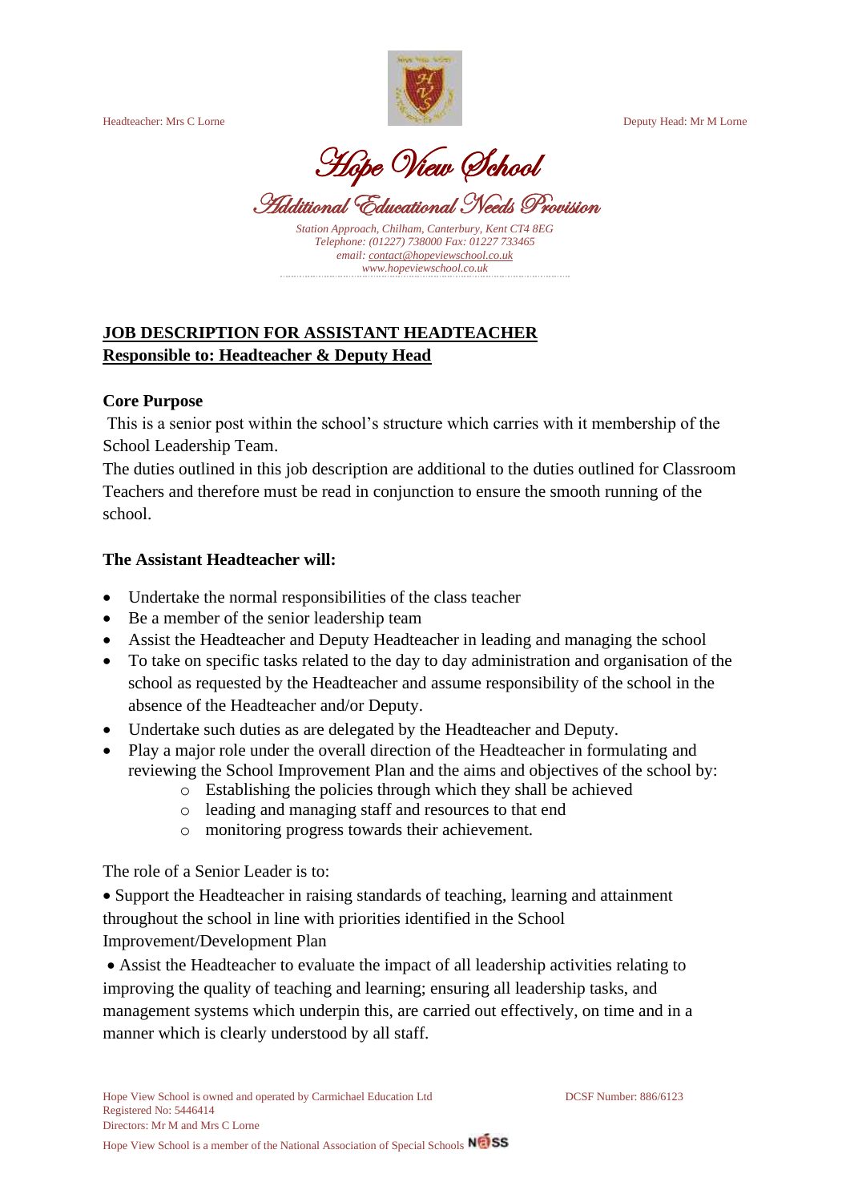Headteacher: Mrs C Lorne

Deputy Head: Mr M Lorne

# Hope View School

## Additional Educational Needs Provision

*Station Approach, Chilham, Canterbury, Kent CT4 8EG*
*Telephone: (01227) 738000 Fax: 01227 733465*
*email: contact@hopeviewschool.co.uk*
*www.hopeviewschool.co.uk*

**JOB DESCRIPTION FOR ASSISTANT HEADTEACHER**
**Responsible to: Headteacher & Deputy Head**

**Core Purpose**

This is a senior post within the school's structure which carries with it membership of the School Leadership Team.

The duties outlined in this job description are additional to the duties outlined for Classroom Teachers and therefore must be read in conjunction to ensure the smooth running of the school.

**The Assistant Headteacher will:**

- Undertake the normal responsibilities of the class teacher
- Be a member of the senior leadership team
- Assist the Headteacher and Deputy Headteacher in leading and managing the school
- To take on specific tasks related to the day to day administration and organisation of the school as requested by the Headteacher and assume responsibility of the school in the absence of the Headteacher and/or Deputy.
- Undertake such duties as are delegated by the Headteacher and Deputy.
- Play a major role under the overall direction of the Headteacher in formulating and reviewing the School Improvement Plan and the aims and objectives of the school by:
    - Establishing the policies through which they shall be achieved
    - leading and managing staff and resources to that end
    - monitoring progress towards their achievement.

The role of a Senior Leader is to:

- Support the Headteacher in raising standards of teaching, learning and attainment throughout the school in line with priorities identified in the School Improvement/Development Plan
- Assist the Headteacher to evaluate the impact of all leadership activities relating to improving the quality of teaching and learning; ensuring all leadership tasks, and management systems which underpin this, are carried out effectively, on time and in a manner which is clearly understood by all staff.

Hope View School is owned and operated by Carmichael Education Ltd
Registered No: 5446414
Directors: Mr M and Mrs C Lorne

DCSF Number: 886/6123

Hope View School is a member of the National Association of Special Schools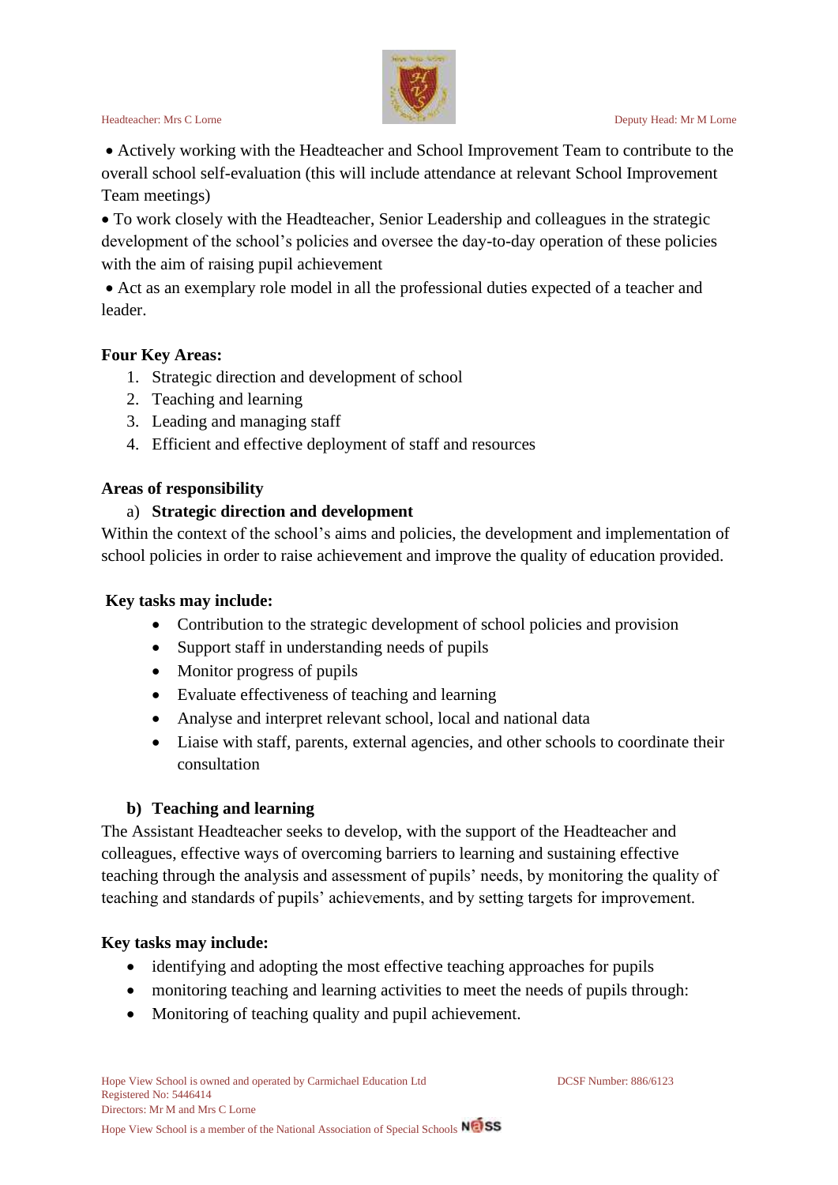- Actively working with the Headteacher and School Improvement Team to contribute to the overall school self-evaluation (this will include attendance at relevant School Improvement Team meetings)
- To work closely with the Headteacher, Senior Leadership and colleagues in the strategic development of the school's policies and oversee the day-to-day operation of these policies with the aim of raising pupil achievement
- Act as an exemplary role model in all the professional duties expected of a teacher and leader.

**Four Key Areas:**

1. Strategic direction and development of school
2. Teaching and learning
3. Leading and managing staff
4. Efficient and effective deployment of staff and resources

**Areas of responsibility**

a) **Strategic direction and development**

Within the context of the school's aims and policies, the development and implementation of school policies in order to raise achievement and improve the quality of education provided.

**Key tasks may include:**

- Contribution to the strategic development of school policies and provision
- Support staff in understanding needs of pupils
- Monitor progress of pupils
- Evaluate effectiveness of teaching and learning
- Analyse and interpret relevant school, local and national data
- Liaise with staff, parents, external agencies, and other schools to coordinate their consultation

**b) Teaching and learning**

The Assistant Headteacher seeks to develop, with the support of the Headteacher and colleagues, effective ways of overcoming barriers to learning and sustaining effective teaching through the analysis and assessment of pupils' needs, by monitoring the quality of teaching and standards of pupils' achievements, and by setting targets for improvement.

**Key tasks may include:**

- identifying and adopting the most effective teaching approaches for pupils
- monitoring teaching and learning activities to meet the needs of pupils through:
- Monitoring of teaching quality and pupil achievement.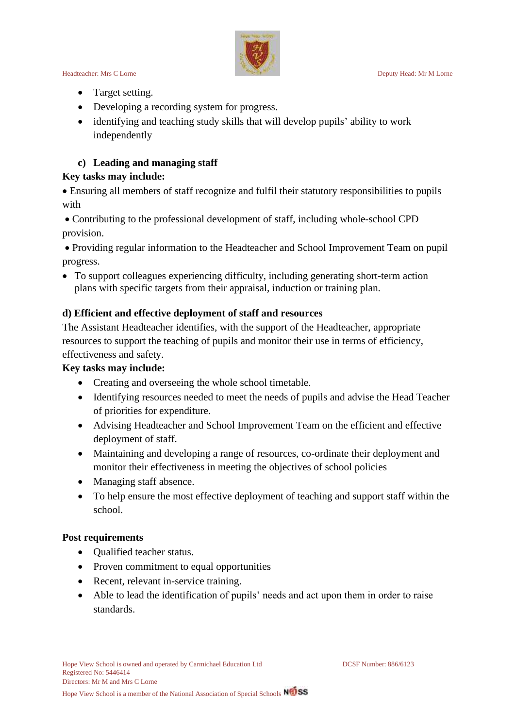- Target setting.
- Developing a recording system for progress.
- identifying and teaching study skills that will develop pupils' ability to work independently

**c) Leading and managing staff**

**Key tasks may include:**

- Ensuring all members of staff recognize and fulfil their statutory responsibilities to pupils with
- Contributing to the professional development of staff, including whole-school CPD provision.
- Providing regular information to the Headteacher and School Improvement Team on pupil progress.
- To support colleagues experiencing difficulty, including generating short-term action plans with specific targets from their appraisal, induction or training plan.

**d) Efficient and effective deployment of staff and resources**

The Assistant Headteacher identifies, with the support of the Headteacher, appropriate resources to support the teaching of pupils and monitor their use in terms of efficiency, effectiveness and safety.

**Key tasks may include:**

- Creating and overseeing the whole school timetable.
- Identifying resources needed to meet the needs of pupils and advise the Head Teacher of priorities for expenditure.
- Advising Headteacher and School Improvement Team on the efficient and effective deployment of staff.
- Maintaining and developing a range of resources, co-ordinate their deployment and monitor their effectiveness in meeting the objectives of school policies
- Managing staff absence.
- To help ensure the most effective deployment of teaching and support staff within the school.

**Post requirements**

- Qualified teacher status.
- Proven commitment to equal opportunities
- Recent, relevant in-service training.
- Able to lead the identification of pupils' needs and act upon them in order to raise standards.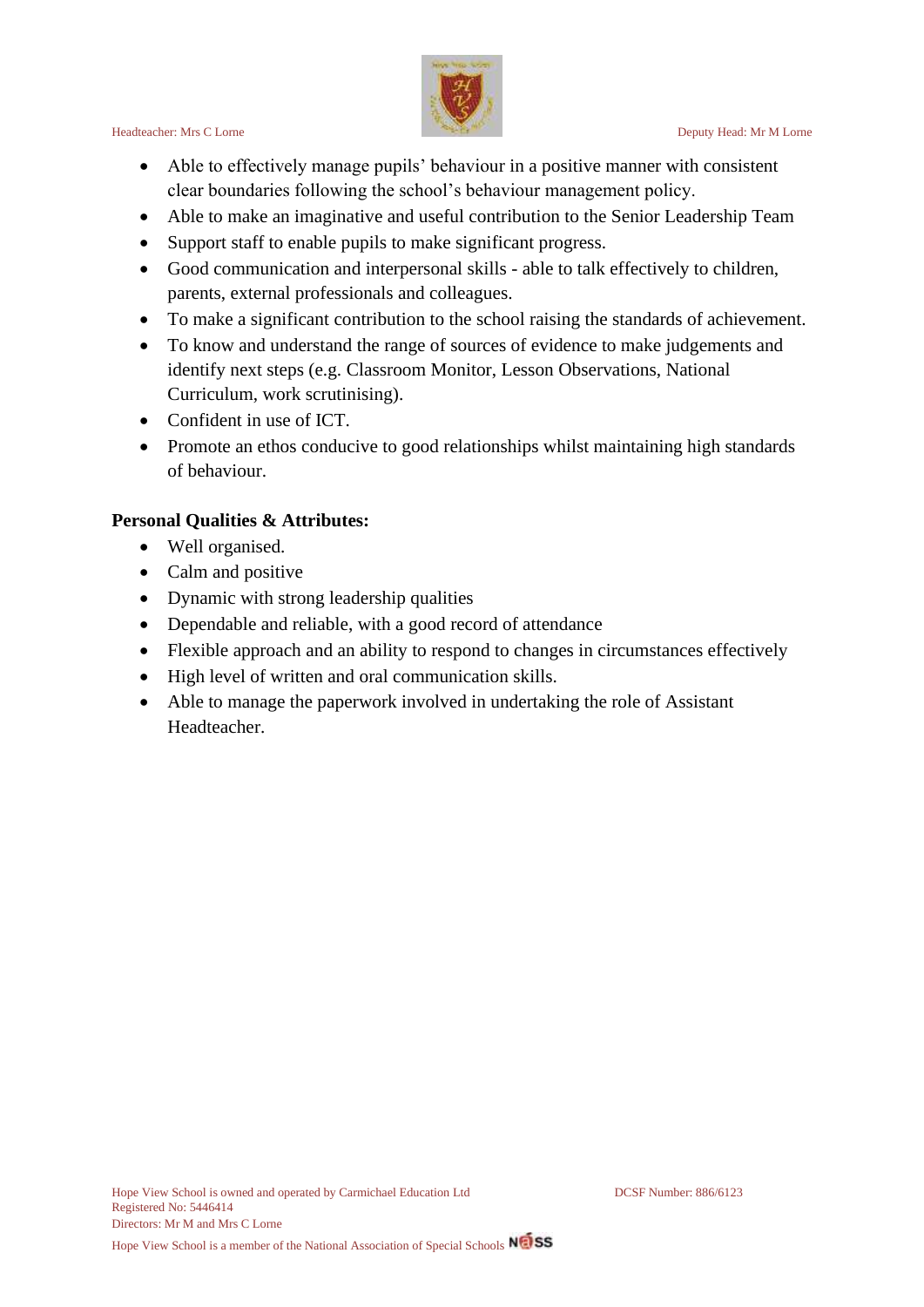- Able to effectively manage pupils' behaviour in a positive manner with consistent clear boundaries following the school's behaviour management policy.
- Able to make an imaginative and useful contribution to the Senior Leadership Team
- Support staff to enable pupils to make significant progress.
- Good communication and interpersonal skills - able to talk effectively to children, parents, external professionals and colleagues.
- To make a significant contribution to the school raising the standards of achievement.
- To know and understand the range of sources of evidence to make judgements and identify next steps (e.g. Classroom Monitor, Lesson Observations, National Curriculum, work scrutinising).
- Confident in use of ICT.
- Promote an ethos conducive to good relationships whilst maintaining high standards of behaviour.

**Personal Qualities & Attributes:**

- Well organised.
- Calm and positive
- Dynamic with strong leadership qualities
- Dependable and reliable, with a good record of attendance
- Flexible approach and an ability to respond to changes in circumstances effectively
- High level of written and oral communication skills.
- Able to manage the paperwork involved in undertaking the role of Assistant Headteacher.